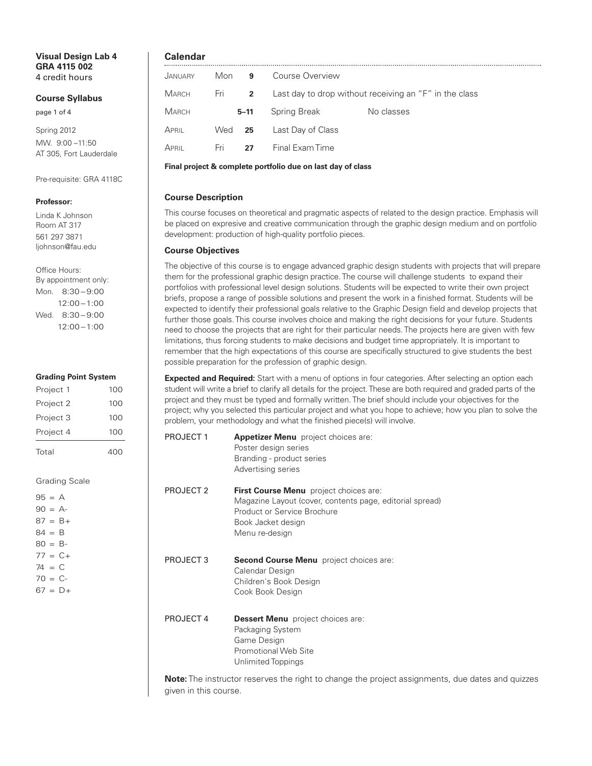**Visual Design Lab 4**
**GRA 4115 002**
4 credit hours

**Course Syllabus**

Spring 2012
MW. 9:00 –11:50
AT 305, Fort Lauderdale

Pre-requisite: GRA 4118C

**Professor:**

Linda K Johnson
Room AT 317
561 297 3871
ljohnson@fau.edu

Office Hours:
By appointment only:
Mon. 8:30 – 9:00
12:00 – 1:00
Wed. 8:30 – 9:00
12:00 – 1:00

**Grading Point System**

| Project | Points |
|---|---|
| Project 1 | 100 |
| Project 2 | 100 |
| Project 3 | 100 |
| Project 4 | 100 |
| Total | 400 |

Grading Scale

95 = A
90 = A-
87 = B+
84 = B
80 = B-
77 = C+
74 = C
70 = C-
67 = D+

## Calendar

| Month | Day | Date | Event | |
|---|---|---|---|---|
| January | Mon | 9 | Course Overview | |
| March | Fri | 2 | Last day to drop without receiving an "F" in the class | |
| March | | 5–11 | Spring Break | No classes |
| April | Wed | 25 | Last Day of Class | |
| April | Fri | 27 | Final Exam Time | |

**Final project & complete portfolio due on last day of class**

### Course Description

This course focuses on theoretical and pragmatic aspects of related to the design practice. Emphasis will be placed on expresive and creative communication through the graphic design medium and on portfolio development: production of high-quality portfolio pieces.

### Course Objectives

The objective of this course is to engage advanced graphic design students with projects that will prepare them for the professional graphic design practice. The course will challenge students to expand their portfolios with professional level design solutions. Students will be expected to write their own project briefs, propose a range of possible solutions and present the work in a finished format. Students will be expected to identify their professional goals relative to the Graphic Design field and develop projects that further those goals. This course involves choice and making the right decisions for your future. Students need to choose the projects that are right for their particular needs. The projects here are given with few limitations, thus forcing students to make decisions and budget time appropriately. It is important to remember that the high expectations of this course are specifically structured to give students the best possible preparation for the profession of graphic design.

**Expected and Required:** Start with a menu of options in four categories. After selecting an option each student will write a brief to clarify all details for the project. These are both required and graded parts of the project and they must be typed and formally written. The brief should include your objectives for the project; why you selected this particular project and what you hope to achieve; how you plan to solve the problem, your methodology and what the finished piece(s) will involve.

PROJECT 1 — **Appetizer Menu** project choices are:
- Poster design series
- Branding - product series
- Advertising series

PROJECT 2 — **First Course Menu** project choices are:
- Magazine Layout (cover, contents page, editorial spread)
- Product or Service Brochure
- Book Jacket design
- Menu re-design

PROJECT 3 — **Second Course Menu** project choices are:
- Calendar Design
- Children's Book Design
- Cook Book Design

PROJECT 4 — **Dessert Menu** project choices are:
- Packaging System
- Game Design
- Promotional Web Site
- Unlimited Toppings

**Note:** The instructor reserves the right to change the project assignments, due dates and quizzes given in this course.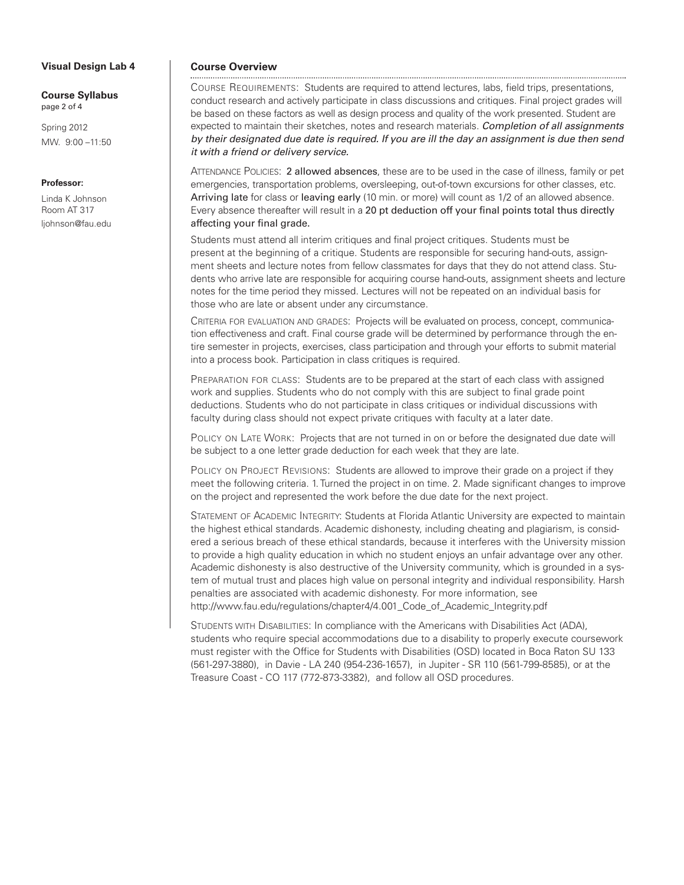**Visual Design Lab 4**

**Course Syllabus**

Spring 2012
MW. 9:00 –11:50

**Professor:**

Linda K Johnson
Room AT 317
ljohnson@fau.edu

## Course Overview

COURSE REQUIREMENTS: Students are required to attend lectures, labs, field trips, presentations, conduct research and actively participate in class discussions and critiques. Final project grades will be based on these factors as well as design process and quality of the work presented. Student are expected to maintain their sketches, notes and research materials. *Completion of all assignments by their designated due date is required. If you are ill the day an assignment is due then send it with a friend or delivery service.*

ATTENDANCE POLICIES: 2 allowed absences, these are to be used in the case of illness, family or pet emergencies, transportation problems, oversleeping, out-of-town excursions for other classes, etc. Arriving late for class or leaving early (10 min. or more) will count as 1/2 of an allowed absence. Every absence thereafter will result in a 20 pt deduction off your final points total thus directly affecting your final grade.

Students must attend all interim critiques and final project critiques. Students must be present at the beginning of a critique. Students are responsible for securing hand-outs, assignment sheets and lecture notes from fellow classmates for days that they do not attend class. Students who arrive late are responsible for acquiring course hand-outs, assignment sheets and lecture notes for the time period they missed. Lectures will not be repeated on an individual basis for those who are late or absent under any circumstance.

CRITERIA FOR EVALUATION AND GRADES: Projects will be evaluated on process, concept, communication effectiveness and craft. Final course grade will be determined by performance through the entire semester in projects, exercises, class participation and through your efforts to submit material into a process book. Participation in class critiques is required.

PREPARATION FOR CLASS: Students are to be prepared at the start of each class with assigned work and supplies. Students who do not comply with this are subject to final grade point deductions. Students who do not participate in class critiques or individual discussions with faculty during class should not expect private critiques with faculty at a later date.

POLICY ON LATE WORK: Projects that are not turned in on or before the designated due date will be subject to a one letter grade deduction for each week that they are late.

POLICY ON PROJECT REVISIONS: Students are allowed to improve their grade on a project if they meet the following criteria. 1. Turned the project in on time. 2. Made significant changes to improve on the project and represented the work before the due date for the next project.

STATEMENT OF ACADEMIC INTEGRITY: Students at Florida Atlantic University are expected to maintain the highest ethical standards. Academic dishonesty, including cheating and plagiarism, is considered a serious breach of these ethical standards, because it interferes with the University mission to provide a high quality education in which no student enjoys an unfair advantage over any other. Academic dishonesty is also destructive of the University community, which is grounded in a system of mutual trust and places high value on personal integrity and individual responsibility. Harsh penalties are associated with academic dishonesty. For more information, see http://www.fau.edu/regulations/chapter4/4.001_Code_of_Academic_Integrity.pdf

STUDENTS WITH DISABILITIES: In compliance with the Americans with Disabilities Act (ADA), students who require special accommodations due to a disability to properly execute coursework must register with the Office for Students with Disabilities (OSD) located in Boca Raton SU 133 (561-297-3880), in Davie - LA 240 (954-236-1657), in Jupiter - SR 110 (561-799-8585), or at the Treasure Coast - CO 117 (772-873-3382), and follow all OSD procedures.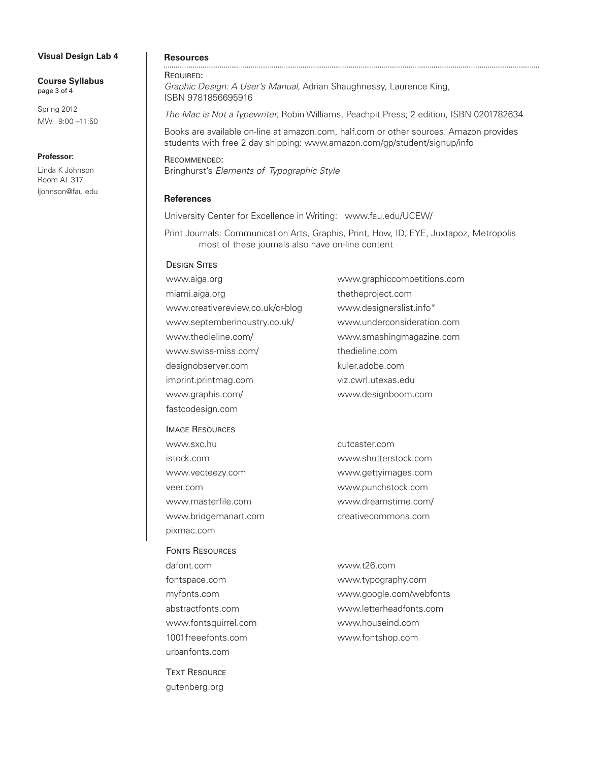**Visual Design Lab 4**

**Course Syllabus**

Spring 2012
MW. 9:00 –11:50

**Professor:**

Linda K Johnson
Room AT 317
ljohnson@fau.edu

## Resources

Required:

*Graphic Design: A User's Manual*, Adrian Shaughnessy, Laurence King, ISBN 9781856695916

*The Mac is Not a Typewriter,* Robin Williams, Peachpit Press; 2 edition, ISBN 0201782634

Books are available on-line at amazon.com, half.com or other sources. Amazon provides students with free 2 day shipping: www.amazon.com/gp/student/signup/info

Recommended:

Bringhurst's *Elements of Typographic Style*

## References

University Center for Excellence in Writing: www.fau.edu/UCEW/

Print Journals: Communication Arts, Graphis, Print, How, ID, EYE, Juxtapoz, Metropolis
most of these journals also have on-line content

### Design Sites

- www.aiga.org
- miami.aiga.org
- www.creativereview.co.uk/cr-blog
- www.septemberindustry.co.uk/
- www.thedieline.com/
- www.swiss-miss.com/
- designobserver.com
- imprint.printmag.com
- www.graphis.com/
- fastcodesign.com
- www.graphiccompetitions.com
- thetheproject.com
- www.designerslist.info*
- www.underconsideration.com
- www.smashingmagazine.com
- thedieline.com
- kuler.adobe.com
- viz.cwrl.utexas.edu
- www.designboom.com

### Image Resources

- www.sxc.hu
- istock.com
- www.vecteezy.com
- veer.com
- www.masterfile.com
- www.bridgemanart.com
- pixmac.com
- cutcaster.com
- www.shutterstock.com
- www.gettyimages.com
- www.punchstock.com
- www.dreamstime.com/
- creativecommons.com

### Fonts Resources

- dafont.com
- fontspace.com
- myfonts.com
- abstractfonts.com
- www.fontsquirrel.com
- 1001freeefonts.com
- urbanfonts.com
- www.t26.com
- www.typography.com
- www.google.com/webfonts
- www.letterheadfonts.com
- www.houseind.com
- www.fontshop.com

### Text Resource

- gutenberg.org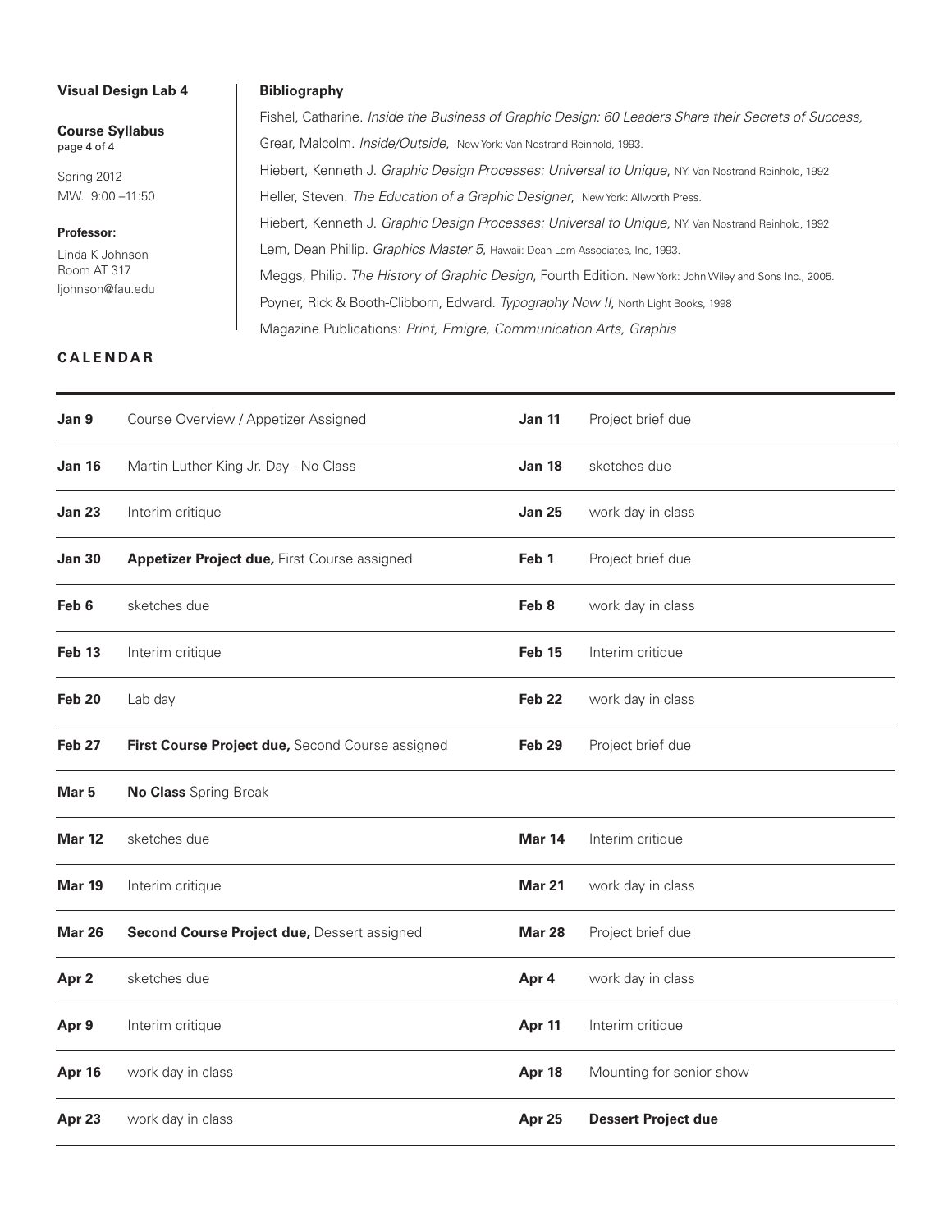**Visual Design Lab 4**

**Course Syllabus**

Spring 2012
MW. 9:00 –11:50

**Professor:**
Linda K Johnson
Room AT 317
ljohnson@fau.edu

**Bibliography**

Fishel, Catharine. *Inside the Business of Graphic Design: 60 Leaders Share their Secrets of Success,*

Grear, Malcolm. *Inside/Outside*, New York: Van Nostrand Reinhold, 1993.

Hiebert, Kenneth J. *Graphic Design Processes: Universal to Unique*, NY: Van Nostrand Reinhold, 1992

Heller, Steven. *The Education of a Graphic Designer*, New York: Allworth Press.

Hiebert, Kenneth J. *Graphic Design Processes: Universal to Unique*, NY: Van Nostrand Reinhold, 1992

Lem, Dean Phillip. *Graphics Master 5*, Hawaii: Dean Lem Associates, Inc, 1993.

Meggs, Philip. *The History of Graphic Design*, Fourth Edition. New York: John Wiley and Sons Inc., 2005.

Poyner, Rick & Booth-Clibborn, Edward. *Typography Now II*, North Light Books, 1998

Magazine Publications: *Print, Emigre, Communication Arts, Graphis*

**CALENDAR**

| | | | |
|---|---|---|---|
| **Jan 9** | Course Overview / Appetizer Assigned | **Jan 11** | Project brief due |
| **Jan 16** | Martin Luther King Jr. Day - No Class | **Jan 18** | sketches due |
| **Jan 23** | Interim critique | **Jan 25** | work day in class |
| **Jan 30** | **Appetizer Project due,** First Course assigned | **Feb 1** | Project brief due |
| **Feb 6** | sketches due | **Feb 8** | work day in class |
| **Feb 13** | Interim critique | **Feb 15** | Interim critique |
| **Feb 20** | Lab day | **Feb 22** | work day in class |
| **Feb 27** | **First Course Project due,** Second Course assigned | **Feb 29** | Project brief due |
| **Mar 5** | **No Class** Spring Break | | |
| **Mar 12** | sketches due | **Mar 14** | Interim critique |
| **Mar 19** | Interim critique | **Mar 21** | work day in class |
| **Mar 26** | **Second Course Project due,** Dessert assigned | **Mar 28** | Project brief due |
| **Apr 2** | sketches due | **Apr 4** | work day in class |
| **Apr 9** | Interim critique | **Apr 11** | Interim critique |
| **Apr 16** | work day in class | **Apr 18** | Mounting for senior show |
| **Apr 23** | work day in class | **Apr 25** | **Dessert Project due** |